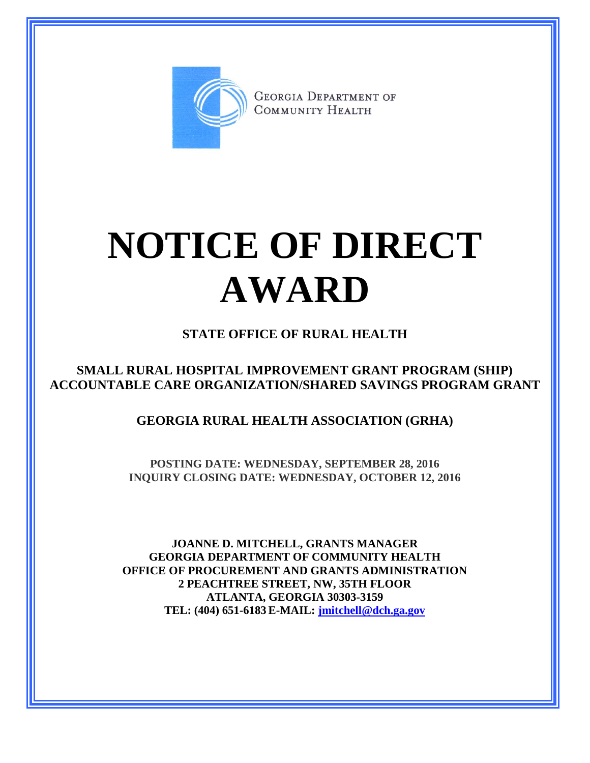GEORGIA DEPARTMENT OF COMMUNITY HEALTH

# NOTICE OF DIRECT AWARD

**STATE OFFICE OF RURAL HEALTH**

**SMALL RURAL HOSPITAL IMPROVEMENT GRANT PROGRAM (SHIP)**
**ACCOUNTABLE CARE ORGANIZATION/SHARED SAVINGS PROGRAM GRANT**

**GEORGIA RURAL HEALTH ASSOCIATION (GRHA)**

**POSTING DATE: WEDNESDAY, SEPTEMBER 28, 2016**
**INQUIRY CLOSING DATE: WEDNESDAY, OCTOBER 12, 2016**

**JOANNE D. MITCHELL, GRANTS MANAGER**
**GEORGIA DEPARTMENT OF COMMUNITY HEALTH**
**OFFICE OF PROCUREMENT AND GRANTS ADMINISTRATION**
**2 PEACHTREE STREET, NW, 35TH FLOOR**
**ATLANTA, GEORGIA 30303-3159**
**TEL: (404) 651-6183 E-MAIL: jmitchell@dch.ga.gov**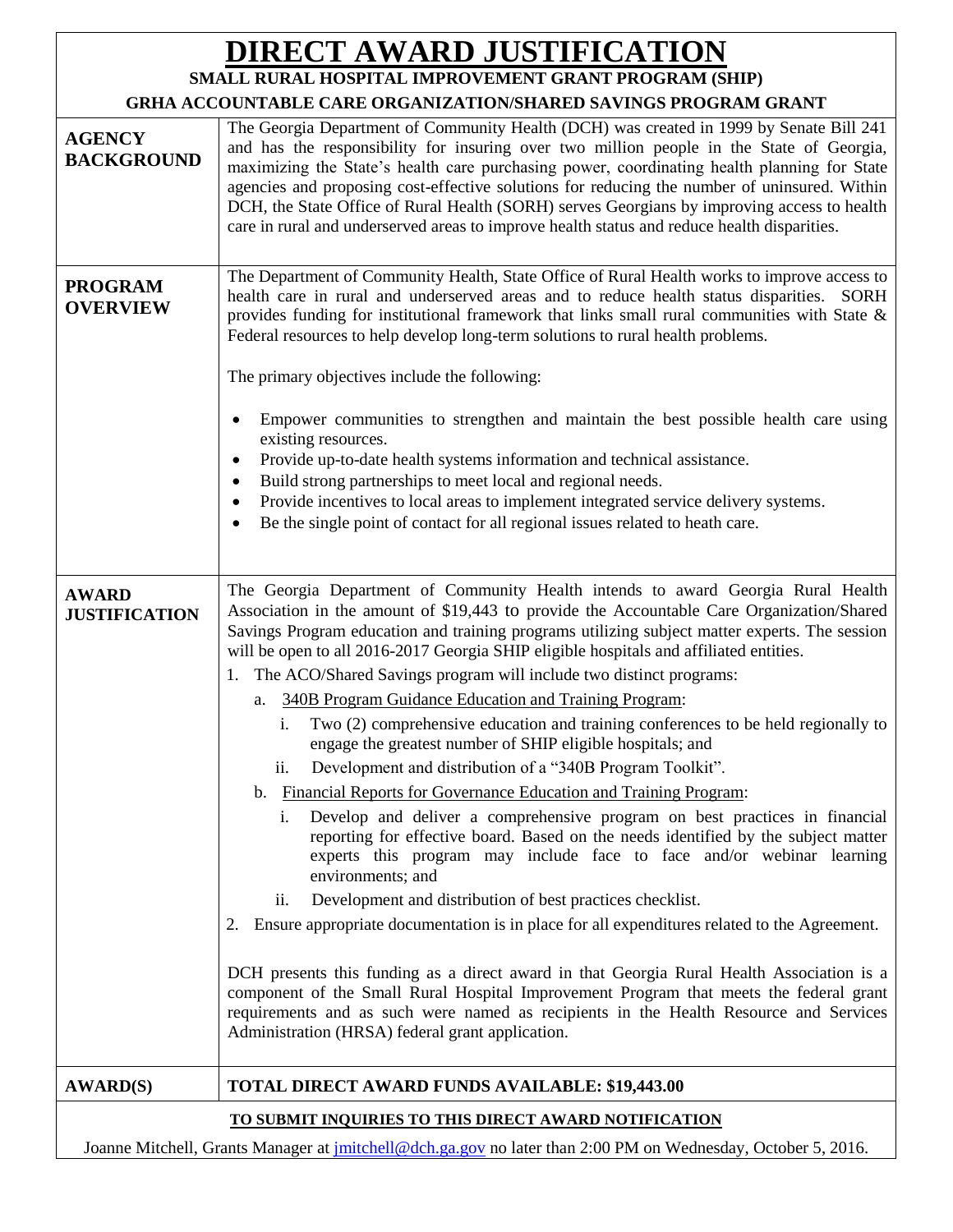# DIRECT AWARD JUSTIFICATION

**SMALL RURAL HOSPITAL IMPROVEMENT GRANT PROGRAM (SHIP)**

**GRHA ACCOUNTABLE CARE ORGANIZATION/SHARED SAVINGS PROGRAM GRANT**

## AGENCY BACKGROUND

The Georgia Department of Community Health (DCH) was created in 1999 by Senate Bill 241 and has the responsibility for insuring over two million people in the State of Georgia, maximizing the State's health care purchasing power, coordinating health planning for State agencies and proposing cost-effective solutions for reducing the number of uninsured. Within DCH, the State Office of Rural Health (SORH) serves Georgians by improving access to health care in rural and underserved areas to improve health status and reduce health disparities.

## PROGRAM OVERVIEW

The Department of Community Health, State Office of Rural Health works to improve access to health care in rural and underserved areas and to reduce health status disparities. SORH provides funding for institutional framework that links small rural communities with State & Federal resources to help develop long-term solutions to rural health problems.

The primary objectives include the following:

- Empower communities to strengthen and maintain the best possible health care using existing resources.
- Provide up-to-date health systems information and technical assistance.
- Build strong partnerships to meet local and regional needs.
- Provide incentives to local areas to implement integrated service delivery systems.
- Be the single point of contact for all regional issues related to heath care.

## AWARD JUSTIFICATION

The Georgia Department of Community Health intends to award Georgia Rural Health Association in the amount of $19,443 to provide the Accountable Care Organization/Shared Savings Program education and training programs utilizing subject matter experts. The session will be open to all 2016-2017 Georgia SHIP eligible hospitals and affiliated entities.

1. The ACO/Shared Savings program will include two distinct programs:
   a. 340B Program Guidance Education and Training Program:
      i. Two (2) comprehensive education and training conferences to be held regionally to engage the greatest number of SHIP eligible hospitals; and
      ii. Development and distribution of a "340B Program Toolkit".
   b. Financial Reports for Governance Education and Training Program:
      i. Develop and deliver a comprehensive program on best practices in financial reporting for effective board. Based on the needs identified by the subject matter experts this program may include face to face and/or webinar learning environments; and
      ii. Development and distribution of best practices checklist.
2. Ensure appropriate documentation is in place for all expenditures related to the Agreement.

DCH presents this funding as a direct award in that Georgia Rural Health Association is a component of the Small Rural Hospital Improvement Program that meets the federal grant requirements and as such were named as recipients in the Health Resource and Services Administration (HRSA) federal grant application.

## AWARD(S)

**TOTAL DIRECT AWARD FUNDS AVAILABLE: $19,443.00**

**TO SUBMIT INQUIRIES TO THIS DIRECT AWARD NOTIFICATION**

Joanne Mitchell, Grants Manager at jmitchell@dch.ga.gov no later than 2:00 PM on Wednesday, October 5, 2016.